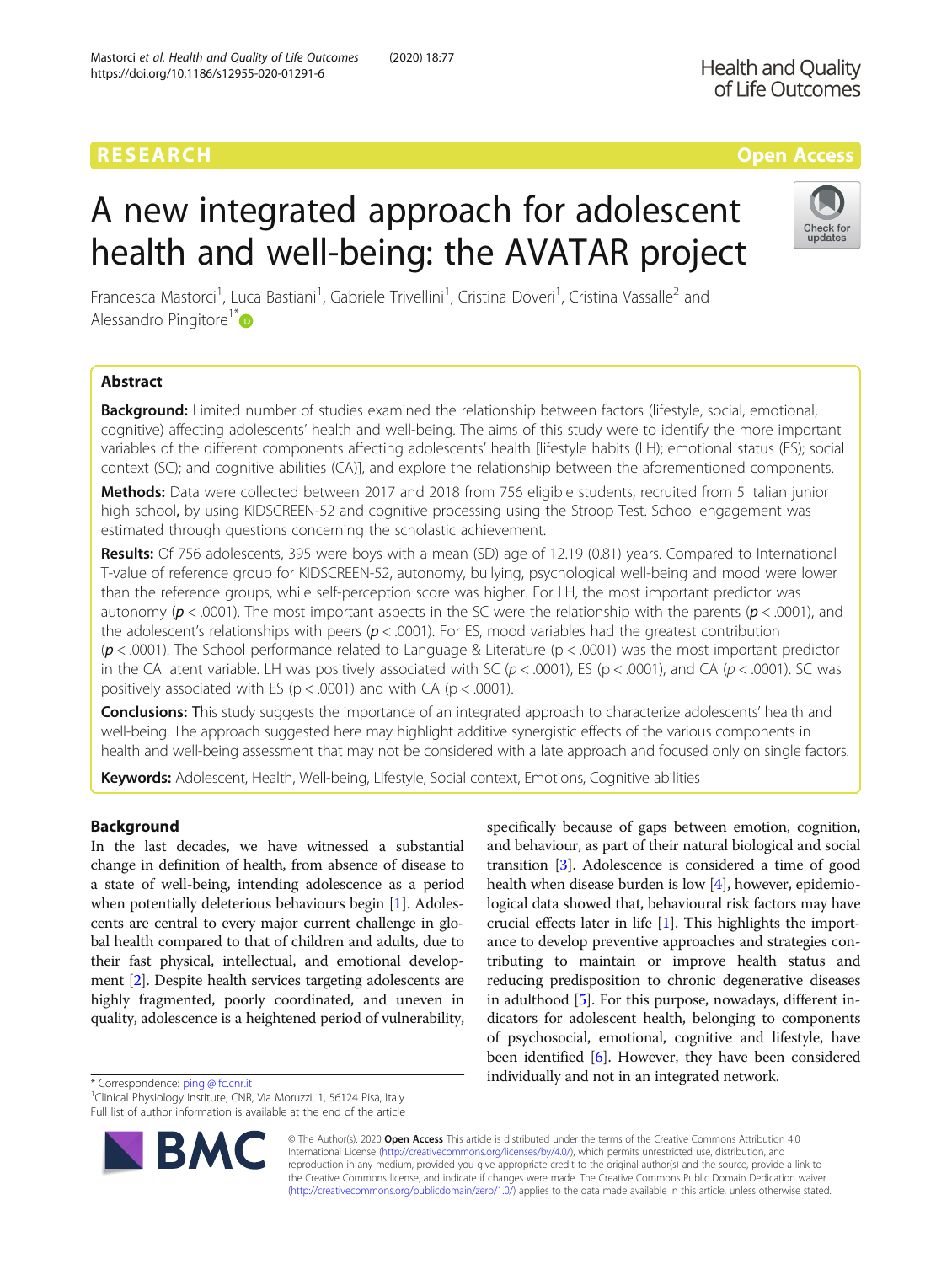# A new integrated approach for adolescent health and well-being: the AVATAR project

Francesca Mastorci[1], Luca Bastiani[1], Gabriele Trivellini[1], Cristina Doveri[1], Cristina Vassalle[2] and Alessandro Pingitore[1*]

## Abstract

**Background:** Limited number of studies examined the relationship between factors (lifestyle, social, emotional, cognitive) affecting adolescents' health and well-being. The aims of this study were to identify the more important variables of the different components affecting adolescents' health [lifestyle habits (LH); emotional status (ES); social context (SC); and cognitive abilities (CA)], and explore the relationship between the aforementioned components.

**Methods:** Data were collected between 2017 and 2018 from 756 eligible students, recruited from 5 Italian junior high school**,** by using KIDSCREEN-52 and cognitive processing using the Stroop Test. School engagement was estimated through questions concerning the scholastic achievement.

**Results:** Of 756 adolescents, 395 were boys with a mean (SD) age of 12.19 (0.81) years. Compared to International T-value of reference group for KIDSCREEN-52, autonomy, bullying, psychological well-being and mood were lower than the reference groups, while self-perception score was higher. For LH, the most important predictor was autonomy ($p < .0001$). The most important aspects in the SC were the relationship with the parents ($p < .0001$), and the adolescent's relationships with peers ($p < .0001$). For ES, mood variables had the greatest contribution ($p < .0001$). The School performance related to Language & Literature ($p < .0001$) was the most important predictor in the CA latent variable. LH was positively associated with SC ($p < .0001$), ES ($p < .0001$), and CA ($p < .0001$). SC was positively associated with ES ($p < .0001$) and with CA ($p < .0001$).

**Conclusions:** This study suggests the importance of an integrated approach to characterize adolescents' health and well-being. The approach suggested here may highlight additive synergistic effects of the various components in health and well-being assessment that may not be considered with a late approach and focused only on single factors.

**Keywords:** Adolescent, Health, Well-being, Lifestyle, Social context, Emotions, Cognitive abilities

## Background

In the last decades, we have witnessed a substantial change in definition of health, from absence of disease to a state of well-being, intending adolescence as a period when potentially deleterious behaviours begin [1]. Adolescents are central to every major current challenge in global health compared to that of children and adults, due to their fast physical, intellectual, and emotional development [2]. Despite health services targeting adolescents are highly fragmented, poorly coordinated, and uneven in quality, adolescence is a heightened period of vulnerability, specifically because of gaps between emotion, cognition, and behaviour, as part of their natural biological and social transition [3]. Adolescence is considered a time of good health when disease burden is low [4], however, epidemiological data showed that, behavioural risk factors may have crucial effects later in life [1]. This highlights the importance to develop preventive approaches and strategies contributing to maintain or improve health status and reducing predisposition to chronic degenerative diseases in adulthood [5]. For this purpose, nowadays, different indicators for adolescent health, belonging to components of psychosocial, emotional, cognitive and lifestyle, have been identified [6]. However, they have been considered individually and not in an integrated network.

* Correspondence: pingi@ifc.cnr.it
[1]Clinical Physiology Institute, CNR, Via Moruzzi, 1, 56124 Pisa, Italy
Full list of author information is available at the end of the article

© The Author(s). 2020 **Open Access** This article is distributed under the terms of the Creative Commons Attribution 4.0 International License (http://creativecommons.org/licenses/by/4.0/), which permits unrestricted use, distribution, and reproduction in any medium, provided you give appropriate credit to the original author(s) and the source, provide a link to the Creative Commons license, and indicate if changes were made. The Creative Commons Public Domain Dedication waiver (http://creativecommons.org/publicdomain/zero/1.0/) applies to the data made available in this article, unless otherwise stated.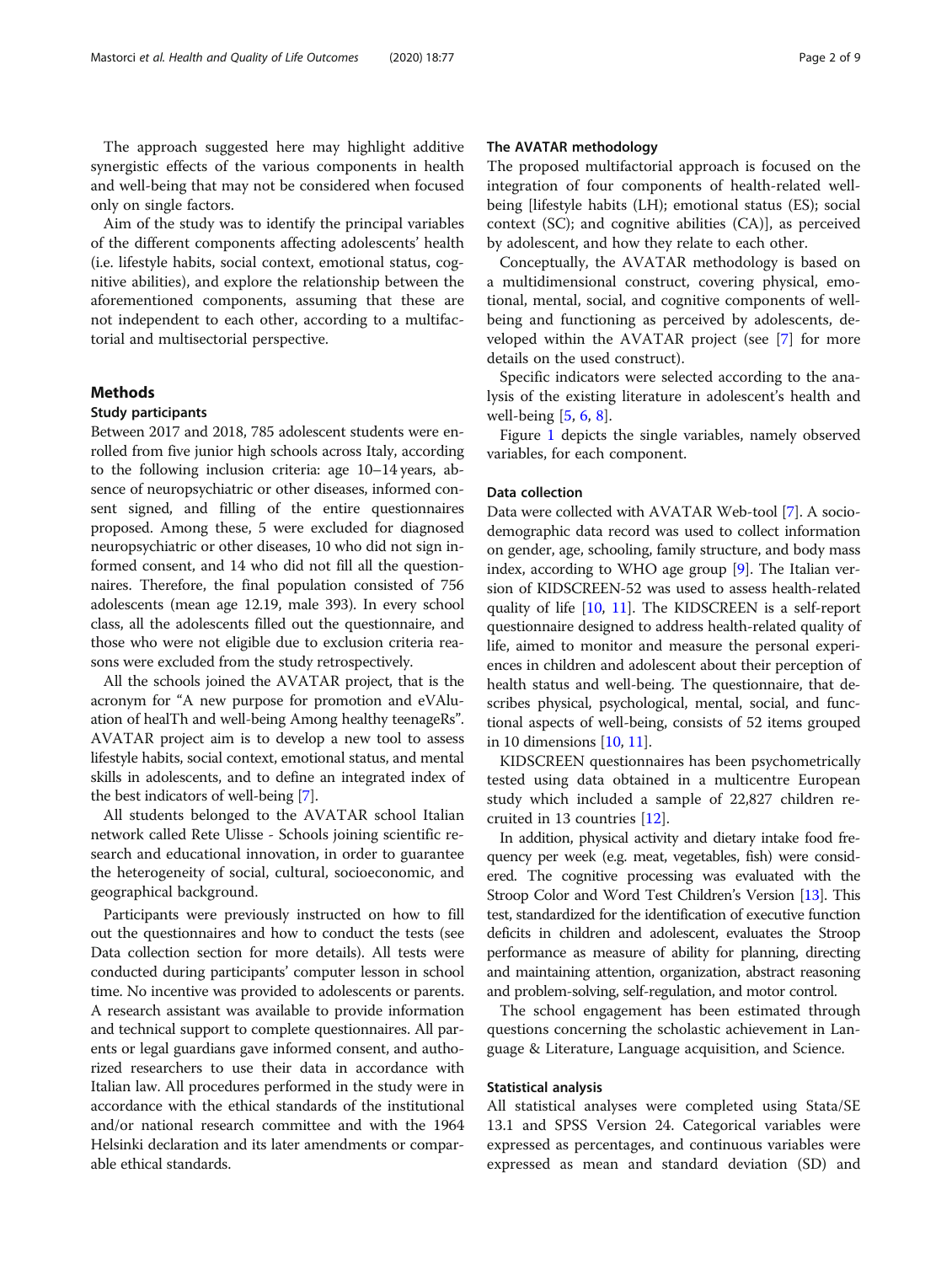The approach suggested here may highlight additive synergistic effects of the various components in health and well-being that may not be considered when focused only on single factors.

Aim of the study was to identify the principal variables of the different components affecting adolescents' health (i.e. lifestyle habits, social context, emotional status, cognitive abilities), and explore the relationship between the aforementioned components, assuming that these are not independent to each other, according to a multifactorial and multisectorial perspective.

## Methods

### Study participants

Between 2017 and 2018, 785 adolescent students were enrolled from five junior high schools across Italy, according to the following inclusion criteria: age 10–14 years, absence of neuropsychiatric or other diseases, informed consent signed, and filling of the entire questionnaires proposed. Among these, 5 were excluded for diagnosed neuropsychiatric or other diseases, 10 who did not sign informed consent, and 14 who did not fill all the questionnaires. Therefore, the final population consisted of 756 adolescents (mean age 12.19, male 393). In every school class, all the adolescents filled out the questionnaire, and those who were not eligible due to exclusion criteria reasons were excluded from the study retrospectively.

All the schools joined the AVATAR project, that is the acronym for "A new purpose for promotion and eVAluation of healTh and well-being Among healthy teenageRs". AVATAR project aim is to develop a new tool to assess lifestyle habits, social context, emotional status, and mental skills in adolescents, and to define an integrated index of the best indicators of well-being [7].

All students belonged to the AVATAR school Italian network called Rete Ulisse - Schools joining scientific research and educational innovation, in order to guarantee the heterogeneity of social, cultural, socioeconomic, and geographical background.

Participants were previously instructed on how to fill out the questionnaires and how to conduct the tests (see Data collection section for more details). All tests were conducted during participants' computer lesson in school time. No incentive was provided to adolescents or parents. A research assistant was available to provide information and technical support to complete questionnaires. All parents or legal guardians gave informed consent, and authorized researchers to use their data in accordance with Italian law. All procedures performed in the study were in accordance with the ethical standards of the institutional and/or national research committee and with the 1964 Helsinki declaration and its later amendments or comparable ethical standards.

### The AVATAR methodology

The proposed multifactorial approach is focused on the integration of four components of health-related well-being [lifestyle habits (LH); emotional status (ES); social context (SC); and cognitive abilities (CA)], as perceived by adolescent, and how they relate to each other.

Conceptually, the AVATAR methodology is based on a multidimensional construct, covering physical, emotional, mental, social, and cognitive components of well-being and functioning as perceived by adolescents, developed within the AVATAR project (see [7] for more details on the used construct).

Specific indicators were selected according to the analysis of the existing literature in adolescent's health and well-being [5, 6, 8].

Figure 1 depicts the single variables, namely observed variables, for each component.

### Data collection

Data were collected with AVATAR Web-tool [7]. A socio-demographic data record was used to collect information on gender, age, schooling, family structure, and body mass index, according to WHO age group [9]. The Italian version of KIDSCREEN-52 was used to assess health-related quality of life [10, 11]. The KIDSCREEN is a self-report questionnaire designed to address health-related quality of life, aimed to monitor and measure the personal experiences in children and adolescent about their perception of health status and well-being. The questionnaire, that describes physical, psychological, mental, social, and functional aspects of well-being, consists of 52 items grouped in 10 dimensions [10, 11].

KIDSCREEN questionnaires has been psychometrically tested using data obtained in a multicentre European study which included a sample of 22,827 children recruited in 13 countries [12].

In addition, physical activity and dietary intake food frequency per week (e.g. meat, vegetables, fish) were considered. The cognitive processing was evaluated with the Stroop Color and Word Test Children's Version [13]. This test, standardized for the identification of executive function deficits in children and adolescent, evaluates the Stroop performance as measure of ability for planning, directing and maintaining attention, organization, abstract reasoning and problem-solving, self-regulation, and motor control.

The school engagement has been estimated through questions concerning the scholastic achievement in Language & Literature, Language acquisition, and Science.

### Statistical analysis

All statistical analyses were completed using Stata/SE 13.1 and SPSS Version 24. Categorical variables were expressed as percentages, and continuous variables were expressed as mean and standard deviation (SD) and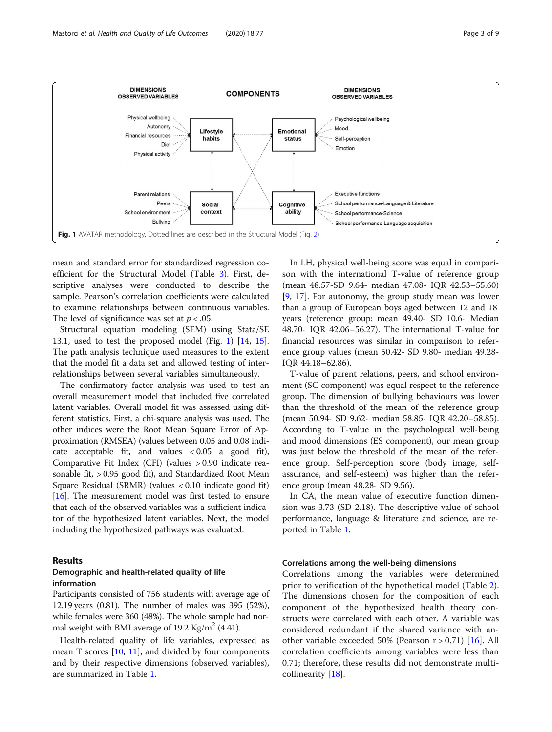DIMENSIONS OBSERVED VARIABLES | COMPONENTS | DIMENSIONS OBSERVED VARIABLES

Physical wellbeing, Autonomy, Financial resources, Diet, Physical activity — Lifestyle habits

Emotional status — Psychological wellbeing, Mood, Self-perception, Emotion

Parent relations, Peers, School environment, Bullying — Social context

Cognitive ability — Executive functions, School performance-Language & Literature, School performance-Science, School performance-Language acquisition

**Fig. 1** AVATAR methodology. Dotted lines are described in the Structural Model (Fig. 2)

mean and standard error for standardized regression coefficient for the Structural Model (Table 3). First, descriptive analyses were conducted to describe the sample. Pearson's correlation coefficients were calculated to examine relationships between continuous variables. The level of significance was set at $p < .05$.

Structural equation modeling (SEM) using Stata/SE 13.1, used to test the proposed model (Fig. 1) [14, 15]. The path analysis technique used measures to the extent that the model fit a data set and allowed testing of interrelationships between several variables simultaneously.

The confirmatory factor analysis was used to test an overall measurement model that included five correlated latent variables. Overall model fit was assessed using different statistics. First, a chi-square analysis was used. The other indices were the Root Mean Square Error of Approximation (RMSEA) (values between 0.05 and 0.08 indicate acceptable fit, and values < 0.05 a good fit), Comparative Fit Index (CFI) (values > 0.90 indicate reasonable fit, > 0.95 good fit), and Standardized Root Mean Square Residual (SRMR) (values < 0.10 indicate good fit) [16]. The measurement model was first tested to ensure that each of the observed variables was a sufficient indicator of the hypothesized latent variables. Next, the model including the hypothesized pathways was evaluated.

## Results

### Demographic and health-related quality of life information

Participants consisted of 756 students with average age of 12.19 years (0.81). The number of males was 395 (52%), while females were 360 (48%). The whole sample had normal weight with BMI average of 19.2 Kg/m$^2$ (4.41).

Health-related quality of life variables, expressed as mean T scores [10, 11], and divided by four components and by their respective dimensions (observed variables), are summarized in Table 1.

In LH, physical well-being score was equal in comparison with the international T-value of reference group (mean 48.57-SD 9.64- median 47.08- IQR 42.53–55.60) [9, 17]. For autonomy, the group study mean was lower than a group of European boys aged between 12 and 18 years (reference group: mean 49.40- SD 10.6- Median 48.70- IQR 42.06–56.27). The international T-value for financial resources was similar in comparison to reference group values (mean 50.42- SD 9.80- median 49.28- IQR 44.18–62.86).

T-value of parent relations, peers, and school environment (SC component) was equal respect to the reference group. The dimension of bullying behaviours was lower than the threshold of the mean of the reference group (mean 50.94- SD 9.62- median 58.85- IQR 42.20–58.85). According to T-value in the psychological well-being and mood dimensions (ES component), our mean group was just below the threshold of the mean of the reference group. Self-perception score (body image, self-assurance, and self-esteem) was higher than the reference group (mean 48.28- SD 9.56).

In CA, the mean value of executive function dimension was 3.73 (SD 2.18). The descriptive value of school performance, language & literature and science, are reported in Table 1.

### Correlations among the well-being dimensions

Correlations among the variables were determined prior to verification of the hypothetical model (Table 2). The dimensions chosen for the composition of each component of the hypothesized health theory constructs were correlated with each other. A variable was considered redundant if the shared variance with another variable exceeded 50% (Pearson r > 0.71) [16]. All correlation coefficients among variables were less than 0.71; therefore, these results did not demonstrate multicollinearity [18].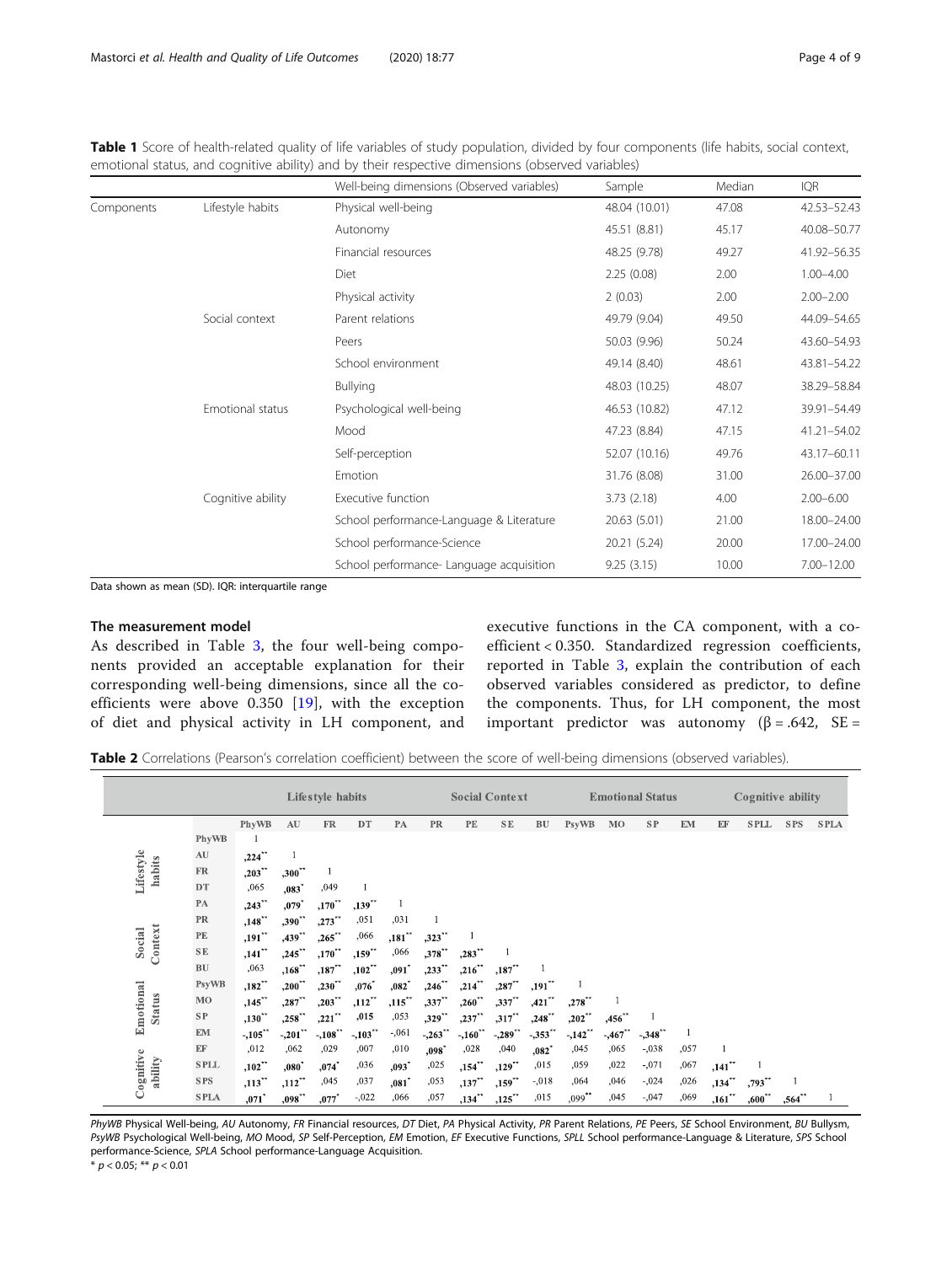**Table 1** Score of health-related quality of life variables of study population, divided by four components (life habits, social context, emotional status, and cognitive ability) and by their respective dimensions (observed variables)

| | | Well-being dimensions (Observed variables) | Sample | Median | IQR |
|---|---|---|---|---|---|
| Components | Lifestyle habits | Physical well-being | 48.04 (10.01) | 47.08 | 42.53–52.43 |
| | | Autonomy | 45.51 (8.81) | 45.17 | 40.08–50.77 |
| | | Financial resources | 48.25 (9.78) | 49.27 | 41.92–56.35 |
| | | Diet | 2.25 (0.08) | 2.00 | 1.00–4.00 |
| | | Physical activity | 2 (0.03) | 2.00 | 2.00–2.00 |
| | Social context | Parent relations | 49.79 (9.04) | 49.50 | 44.09–54.65 |
| | | Peers | 50.03 (9.96) | 50.24 | 43.60–54.93 |
| | | School environment | 49.14 (8.40) | 48.61 | 43.81–54.22 |
| | | Bullying | 48.03 (10.25) | 48.07 | 38.29–58.84 |
| | Emotional status | Psychological well-being | 46.53 (10.82) | 47.12 | 39.91–54.49 |
| | | Mood | 47.23 (8.84) | 47.15 | 41.21–54.02 |
| | | Self-perception | 52.07 (10.16) | 49.76 | 43.17–60.11 |
| | | Emotion | 31.76 (8.08) | 31.00 | 26.00–37.00 |
| | Cognitive ability | Executive function | 3.73 (2.18) | 4.00 | 2.00–6.00 |
| | | School performance-Language & Literature | 20.63 (5.01) | 21.00 | 18.00–24.00 |
| | | School performance-Science | 20.21 (5.24) | 20.00 | 17.00–24.00 |
| | | School performance- Language acquisition | 9.25 (3.15) | 10.00 | 7.00–12.00 |

Data shown as mean (SD). IQR: interquartile range

### The measurement model

As described in Table 3, the four well-being components provided an acceptable explanation for their corresponding well-being dimensions, since all the coefficients were above 0.350 [19], with the exception of diet and physical activity in LH component, and executive functions in the CA component, with a coefficient < 0.350. Standardized regression coefficients, reported in Table 3, explain the contribution of each observed variables considered as predictor, to define the components. Thus, for LH component, the most important predictor was autonomy (β = .642, SE =

**Table 2** Correlations (Pearson's correlation coefficient) between the score of well-being dimensions (observed variables).

| | | Lifestyle habits | | | | | Social Context | | | | Emotional Status | | | | Cognitive ability | | | |
|---|---|---|---|---|---|---|---|---|---|---|---|---|---|---|---|---|---|---|
| | | PhyWB | AU | FR | DT | PA | PR | PE | SE | BU | PsyWB | MO | SP | EM | EF | SPLL | SPS | SPLA |
| Lifestyle habits | PhyWB | 1 | | | | | | | | | | | | | | | | |
| | AU | ,224** | 1 | | | | | | | | | | | | | | | |
| | FR | ,203** | ,300** | 1 | | | | | | | | | | | | | | |
| | DT | ,065 | ,083* | ,049 | 1 | | | | | | | | | | | | | |
| | PA | ,243** | ,079* | ,170** | ,139** | 1 | | | | | | | | | | | | |
| Social Context | PR | ,148** | ,390** | ,273** | ,051 | ,031 | 1 | | | | | | | | | | | |
| | PE | ,191** | ,439** | ,265** | ,066 | ,181** | ,323** | 1 | | | | | | | | | | |
| | SE | ,141** | ,245** | ,170** | ,159** | ,066 | ,378** | ,283** | 1 | | | | | | | | | |
| | BU | ,063 | ,168** | ,187** | ,102** | ,091* | ,233** | ,216** | ,187** | 1 | | | | | | | | |
| Emotional Status | PsyWB | ,182** | ,200** | ,230** | ,076* | ,082* | ,246** | ,214** | ,287** | ,191** | 1 | | | | | | | |
| | MO | ,145** | ,287** | ,203** | ,112** | ,115** | ,337** | ,260** | ,337** | ,421** | ,278** | 1 | | | | | | |
| | SP | ,130** | ,258** | ,221** | ,015 | ,053 | ,329** | ,237** | ,317** | ,248** | ,202** | ,456** | 1 | | | | | |
| | EM | -,105** | -,201** | -,108** | -,103** | -,061 | -,263** | -,160** | -,289** | -,353** | -,142** | -,467** | -,348** | 1 | | | | |
| Cognitive ability | EF | ,012 | ,062 | ,029 | ,007 | ,010 | ,098* | ,028 | ,040 | ,082* | ,045 | ,065 | -,038 | ,057 | 1 | | | |
| | SPLL | ,102** | ,080* | ,074* | ,036 | ,093* | ,025 | ,154** | ,129** | ,015 | ,059 | ,022 | -,071 | ,067 | ,141** | 1 | | |
| | SPS | ,113** | ,112** | ,045 | ,037 | ,081* | ,053 | ,137** | ,159** | -,018 | ,064 | ,046 | -,024 | ,026 | ,134** | ,793** | 1 | |
| | SPLA | ,071* | ,098** | ,077* | -,022 | ,066 | ,057 | ,134** | ,125** | ,015 | ,099** | ,045 | -,047 | ,069 | ,161** | ,600** | ,564** | 1 |

*PhyWB* Physical Well-being, *AU* Autonomy, *FR* Financial resources, *DT* Diet, *PA* Physical Activity, *PR* Parent Relations, *PE* Peers, *SE* School Environment, *BU* Bullysm, *PsyWB* Psychological Well-being, *MO* Mood, *SP* Self-Perception, *EM* Emotion, *EF* Executive Functions, *SPLL* School performance-Language & Literature, *SPS* School performance-Science, *SPLA* School performance-Language Acquisition.
* $p < 0.05$; ** $p < 0.01$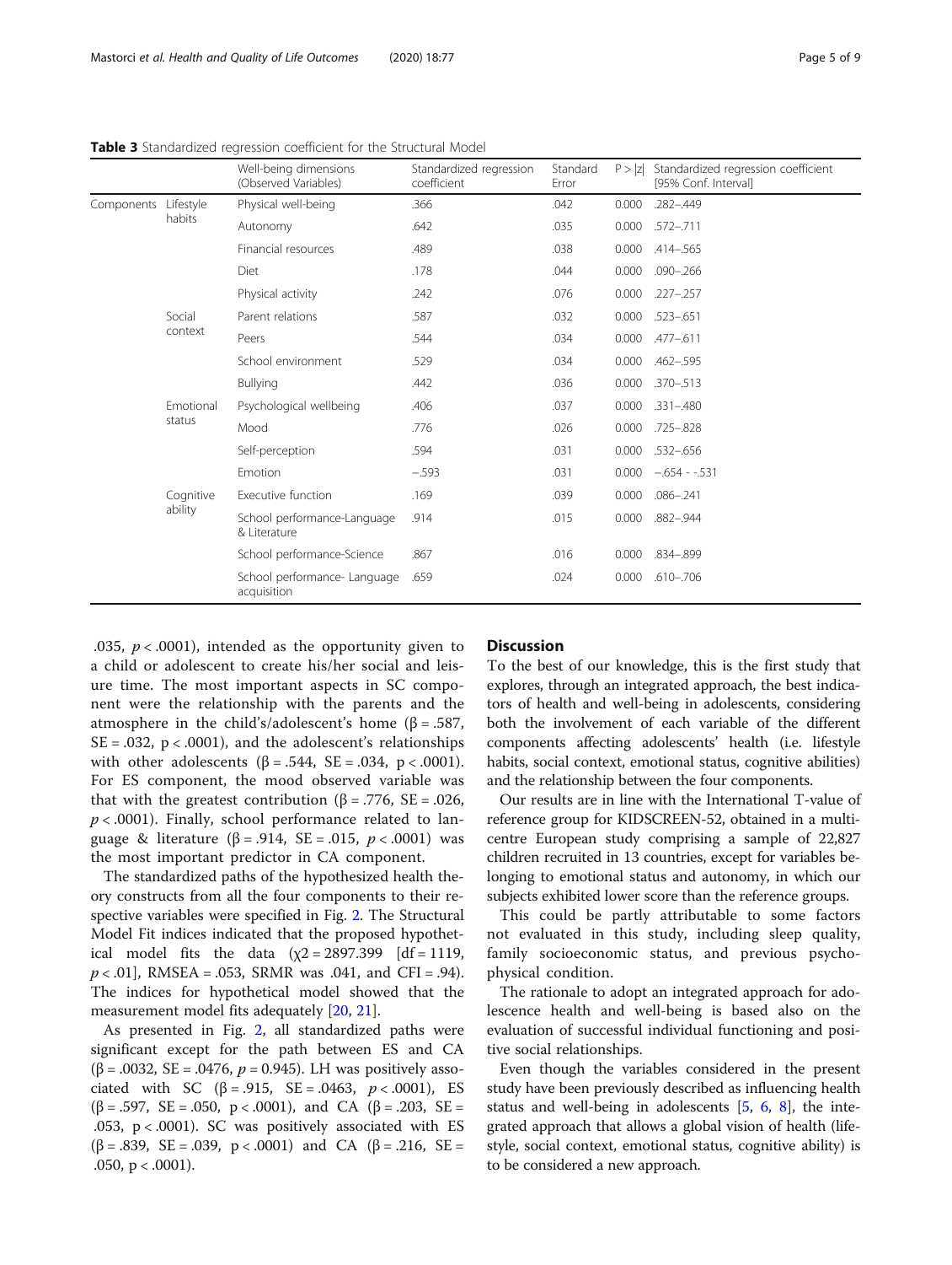**Table 3** Standardized regression coefficient for the Structural Model

| | | Well-being dimensions (Observed Variables) | Standardized regression coefficient | Standard Error | P > \|z\| | Standardized regression coefficient [95% Conf. Interval] |
|---|---|---|---|---|---|---|
| Components | Lifestyle habits | Physical well-being | .366 | .042 | 0.000 | .282–.449 |
| | | Autonomy | .642 | .035 | 0.000 | .572–.711 |
| | | Financial resources | .489 | .038 | 0.000 | .414–.565 |
| | | Diet | .178 | .044 | 0.000 | .090–.266 |
| | | Physical activity | .242 | .076 | 0.000 | .227–.257 |
| | Social context | Parent relations | .587 | .032 | 0.000 | .523–.651 |
| | | Peers | .544 | .034 | 0.000 | .477–.611 |
| | | School environment | .529 | .034 | 0.000 | .462–.595 |
| | | Bullying | .442 | .036 | 0.000 | .370–.513 |
| | Emotional status | Psychological wellbeing | .406 | .037 | 0.000 | .331–.480 |
| | | Mood | .776 | .026 | 0.000 | .725–.828 |
| | | Self-perception | .594 | .031 | 0.000 | .532–.656 |
| | | Emotion | −.593 | .031 | 0.000 | −.654 - -.531 |
| | Cognitive ability | Executive function | .169 | .039 | 0.000 | .086–.241 |
| | | School performance-Language & Literature | .914 | .015 | 0.000 | .882–.944 |
| | | School performance-Science | .867 | .016 | 0.000 | .834–.899 |
| | | School performance- Language acquisition | .659 | .024 | 0.000 | .610–.706 |

.035, $p < .0001$), intended as the opportunity given to a child or adolescent to create his/her social and leisure time. The most important aspects in SC component were the relationship with the parents and the atmosphere in the child's/adolescent's home ($\beta = .587$, $SE = .032$, $p < .0001$), and the adolescent's relationships with other adolescents ($\beta = .544$, $SE = .034$, $p < .0001$). For ES component, the mood observed variable was that with the greatest contribution ($\beta = .776$, $SE = .026$, $p < .0001$). Finally, school performance related to language & literature ($\beta = .914$, $SE = .015$, $p < .0001$) was the most important predictor in CA component.

The standardized paths of the hypothesized health theory constructs from all the four components to their respective variables were specified in Fig. 2. The Structural Model Fit indices indicated that the proposed hypothetical model fits the data ($\chi 2 = 2897.399$ [$df = 1119$, $p < .01$], RMSEA = .053, SRMR was .041, and CFI = .94). The indices for hypothetical model showed that the measurement model fits adequately [20, 21].

As presented in Fig. 2, all standardized paths were significant except for the path between ES and CA ($\beta = .0032$, $SE = .0476$, $p = 0.945$). LH was positively associated with SC ($\beta = .915$, $SE = .0463$, $p < .0001$), ES ($\beta = .597$, $SE = .050$, $p < .0001$), and CA ($\beta = .203$, $SE = .053$, $p < .0001$). SC was positively associated with ES ($\beta = .839$, $SE = .039$, $p < .0001$) and CA ($\beta = .216$, $SE = .050$, $p < .0001$).

## Discussion

To the best of our knowledge, this is the first study that explores, through an integrated approach, the best indicators of health and well-being in adolescents, considering both the involvement of each variable of the different components affecting adolescents' health (i.e. lifestyle habits, social context, emotional status, cognitive abilities) and the relationship between the four components.

Our results are in line with the International T-value of reference group for KIDSCREEN-52, obtained in a multicentre European study comprising a sample of 22,827 children recruited in 13 countries, except for variables belonging to emotional status and autonomy, in which our subjects exhibited lower score than the reference groups.

This could be partly attributable to some factors not evaluated in this study, including sleep quality, family socioeconomic status, and previous psychophysical condition.

The rationale to adopt an integrated approach for adolescence health and well-being is based also on the evaluation of successful individual functioning and positive social relationships.

Even though the variables considered in the present study have been previously described as influencing health status and well-being in adolescents [5, 6, 8], the integrated approach that allows a global vision of health (lifestyle, social context, emotional status, cognitive ability) is to be considered a new approach.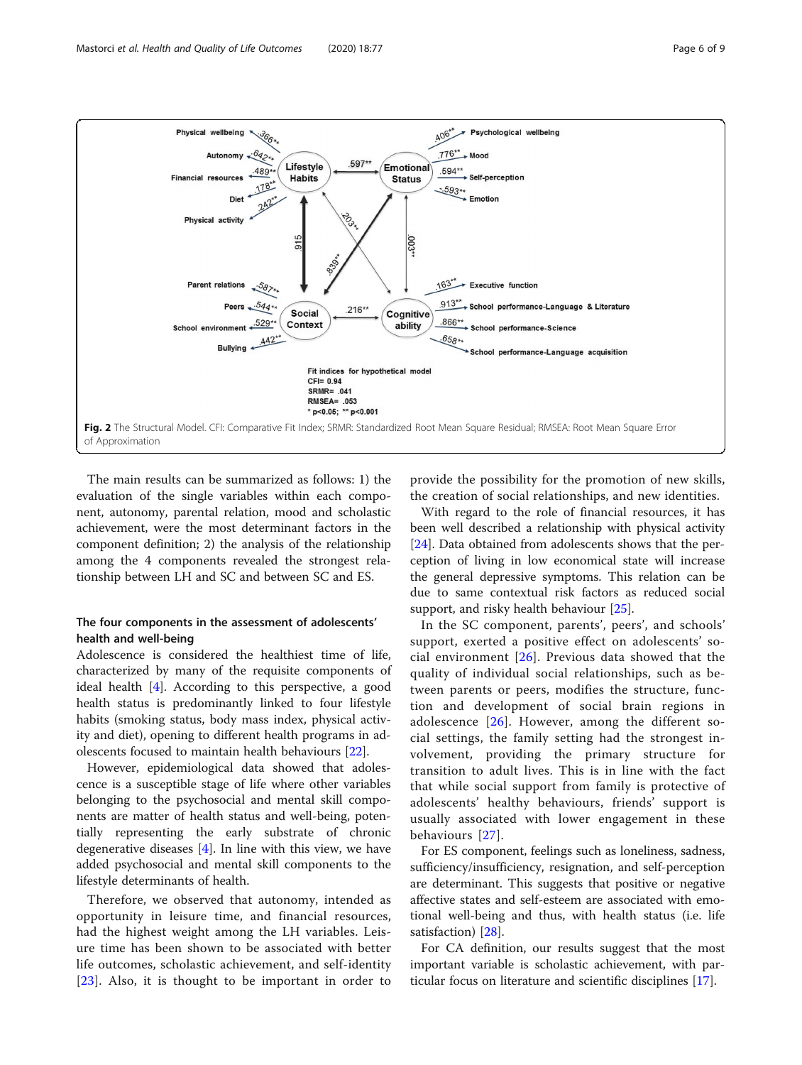Fig. 2 The Structural Model. CFI: Comparative Fit Index; SRMR: Standardized Root Mean Square Residual; RMSEA: Root Mean Square Error of Approximation

The main results can be summarized as follows: 1) the evaluation of the single variables within each component, autonomy, parental relation, mood and scholastic achievement, were the most determinant factors in the component definition; 2) the analysis of the relationship among the 4 components revealed the strongest relationship between LH and SC and between SC and ES.

### The four components in the assessment of adolescents' health and well-being

Adolescence is considered the healthiest time of life, characterized by many of the requisite components of ideal health [4]. According to this perspective, a good health status is predominantly linked to four lifestyle habits (smoking status, body mass index, physical activity and diet), opening to different health programs in adolescents focused to maintain health behaviours [22].

However, epidemiological data showed that adolescence is a susceptible stage of life where other variables belonging to the psychosocial and mental skill components are matter of health status and well-being, potentially representing the early substrate of chronic degenerative diseases [4]. In line with this view, we have added psychosocial and mental skill components to the lifestyle determinants of health.

Therefore, we observed that autonomy, intended as opportunity in leisure time, and financial resources, had the highest weight among the LH variables. Leisure time has been shown to be associated with better life outcomes, scholastic achievement, and self-identity [23]. Also, it is thought to be important in order to provide the possibility for the promotion of new skills, the creation of social relationships, and new identities.

With regard to the role of financial resources, it has been well described a relationship with physical activity [24]. Data obtained from adolescents shows that the perception of living in low economical state will increase the general depressive symptoms. This relation can be due to same contextual risk factors as reduced social support, and risky health behaviour [25].

In the SC component, parents', peers', and schools' support, exerted a positive effect on adolescents' social environment [26]. Previous data showed that the quality of individual social relationships, such as between parents or peers, modifies the structure, function and development of social brain regions in adolescence [26]. However, among the different social settings, the family setting had the strongest involvement, providing the primary structure for transition to adult lives. This is in line with the fact that while social support from family is protective of adolescents' healthy behaviours, friends' support is usually associated with lower engagement in these behaviours [27].

For ES component, feelings such as loneliness, sadness, sufficiency/insufficiency, resignation, and self-perception are determinant. This suggests that positive or negative affective states and self-esteem are associated with emotional well-being and thus, with health status (i.e. life satisfaction) [28].

For CA definition, our results suggest that the most important variable is scholastic achievement, with particular focus on literature and scientific disciplines [17].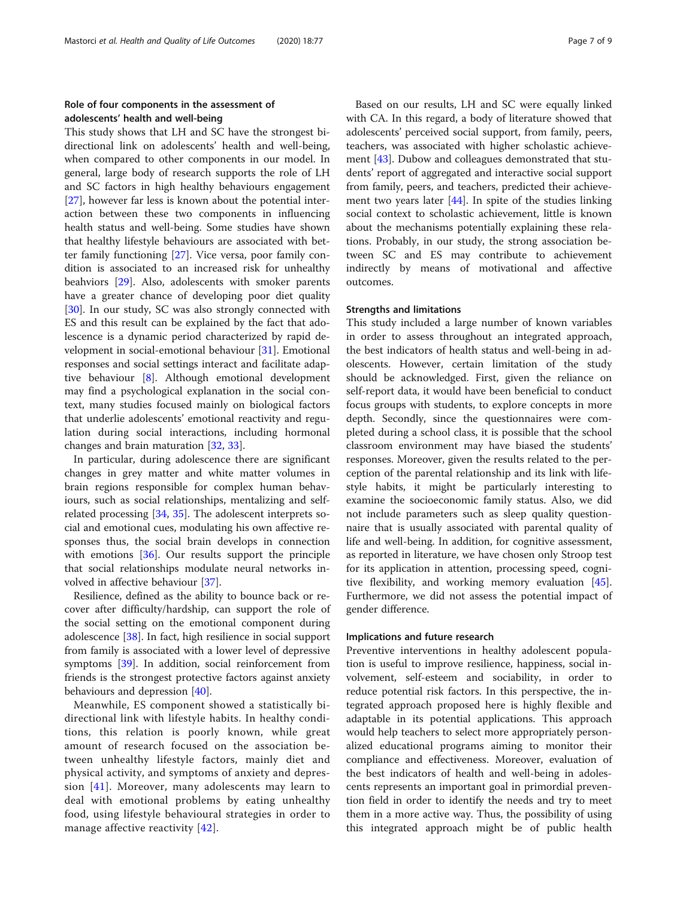### Role of four components in the assessment of adolescents' health and well-being

This study shows that LH and SC have the strongest bidirectional link on adolescents' health and well-being, when compared to other components in our model. In general, large body of research supports the role of LH and SC factors in high healthy behaviours engagement [27], however far less is known about the potential interaction between these two components in influencing health status and well-being. Some studies have shown that healthy lifestyle behaviours are associated with better family functioning [27]. Vice versa, poor family condition is associated to an increased risk for unhealthy beahviors [29]. Also, adolescents with smoker parents have a greater chance of developing poor diet quality [30]. In our study, SC was also strongly connected with ES and this result can be explained by the fact that adolescence is a dynamic period characterized by rapid development in social-emotional behaviour [31]. Emotional responses and social settings interact and facilitate adaptive behaviour [8]. Although emotional development may find a psychological explanation in the social context, many studies focused mainly on biological factors that underlie adolescents' emotional reactivity and regulation during social interactions, including hormonal changes and brain maturation [32, 33].

In particular, during adolescence there are significant changes in grey matter and white matter volumes in brain regions responsible for complex human behaviours, such as social relationships, mentalizing and self-related processing [34, 35]. The adolescent interprets social and emotional cues, modulating his own affective responses thus, the social brain develops in connection with emotions [36]. Our results support the principle that social relationships modulate neural networks involved in affective behaviour [37].

Resilience, defined as the ability to bounce back or recover after difficulty/hardship, can support the role of the social setting on the emotional component during adolescence [38]. In fact, high resilience in social support from family is associated with a lower level of depressive symptoms [39]. In addition, social reinforcement from friends is the strongest protective factors against anxiety behaviours and depression [40].

Meanwhile, ES component showed a statistically bidirectional link with lifestyle habits. In healthy conditions, this relation is poorly known, while great amount of research focused on the association between unhealthy lifestyle factors, mainly diet and physical activity, and symptoms of anxiety and depression [41]. Moreover, many adolescents may learn to deal with emotional problems by eating unhealthy food, using lifestyle behavioural strategies in order to manage affective reactivity [42].

Based on our results, LH and SC were equally linked with CA. In this regard, a body of literature showed that adolescents' perceived social support, from family, peers, teachers, was associated with higher scholastic achievement [43]. Dubow and colleagues demonstrated that students' report of aggregated and interactive social support from family, peers, and teachers, predicted their achievement two years later [44]. In spite of the studies linking social context to scholastic achievement, little is known about the mechanisms potentially explaining these relations. Probably, in our study, the strong association between SC and ES may contribute to achievement indirectly by means of motivational and affective outcomes.

### Strengths and limitations

This study included a large number of known variables in order to assess throughout an integrated approach, the best indicators of health status and well-being in adolescents. However, certain limitation of the study should be acknowledged. First, given the reliance on self-report data, it would have been beneficial to conduct focus groups with students, to explore concepts in more depth. Secondly, since the questionnaires were completed during a school class, it is possible that the school classroom environment may have biased the students' responses. Moreover, given the results related to the perception of the parental relationship and its link with lifestyle habits, it might be particularly interesting to examine the socioeconomic family status. Also, we did not include parameters such as sleep quality questionnaire that is usually associated with parental quality of life and well-being. In addition, for cognitive assessment, as reported in literature, we have chosen only Stroop test for its application in attention, processing speed, cognitive flexibility, and working memory evaluation [45]. Furthermore, we did not assess the potential impact of gender difference.

### Implications and future research

Preventive interventions in healthy adolescent population is useful to improve resilience, happiness, social involvement, self-esteem and sociability, in order to reduce potential risk factors. In this perspective, the integrated approach proposed here is highly flexible and adaptable in its potential applications. This approach would help teachers to select more appropriately personalized educational programs aiming to monitor their compliance and effectiveness. Moreover, evaluation of the best indicators of health and well-being in adolescents represents an important goal in primordial prevention field in order to identify the needs and try to meet them in a more active way. Thus, the possibility of using this integrated approach might be of public health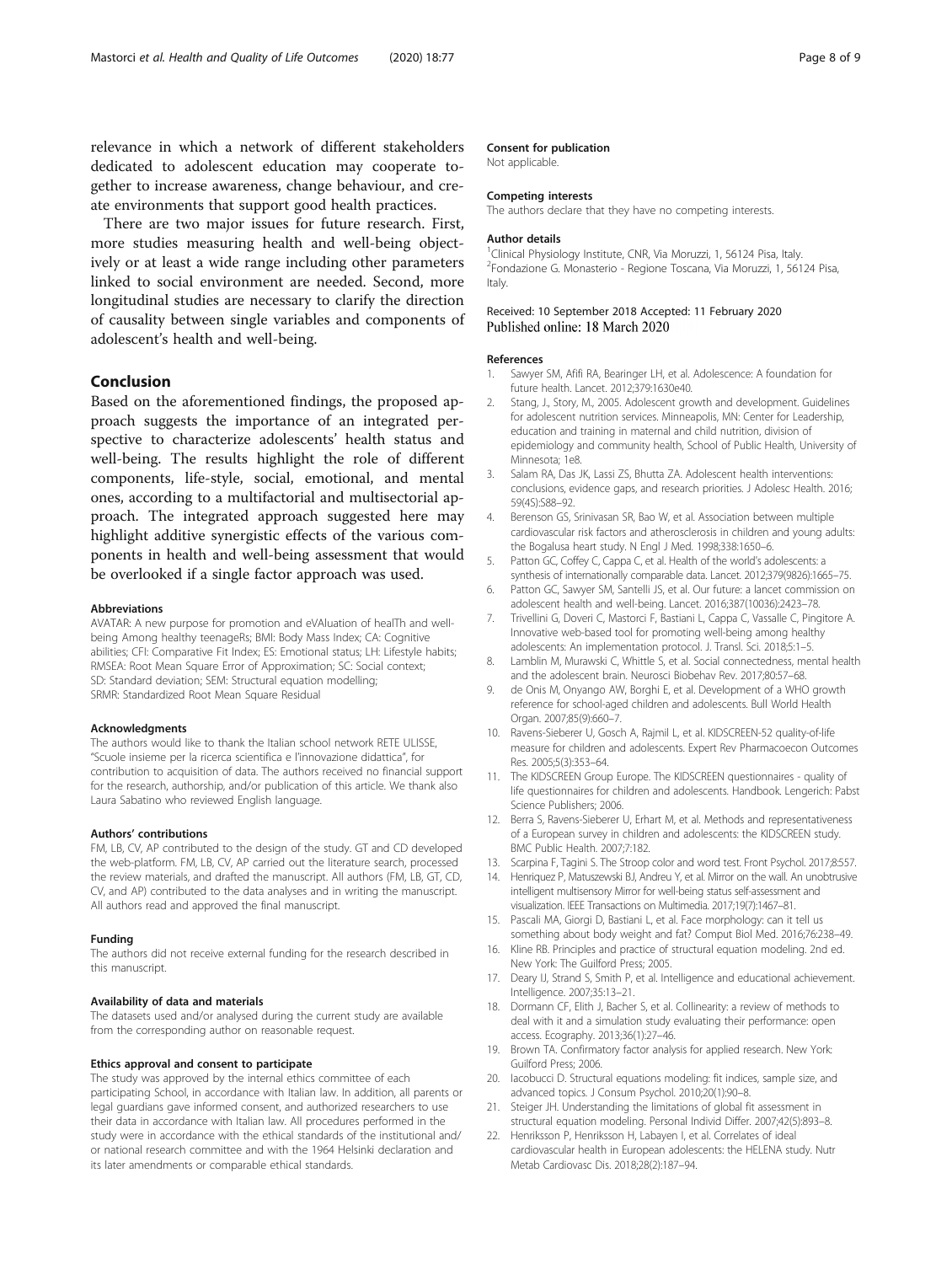relevance in which a network of different stakeholders dedicated to adolescent education may cooperate together to increase awareness, change behaviour, and create environments that support good health practices.

There are two major issues for future research. First, more studies measuring health and well-being objectively or at least a wide range including other parameters linked to social environment are needed. Second, more longitudinal studies are necessary to clarify the direction of causality between single variables and components of adolescent's health and well-being.

## Conclusion

Based on the aforementioned findings, the proposed approach suggests the importance of an integrated perspective to characterize adolescents' health status and well-being. The results highlight the role of different components, life-style, social, emotional, and mental ones, according to a multifactorial and multisectorial approach. The integrated approach suggested here may highlight additive synergistic effects of the various components in health and well-being assessment that would be overlooked if a single factor approach was used.

#### Abbreviations

AVATAR: A new purpose for promotion and eVAluation of healTh and well-being Among healthy teenageRs; BMI: Body Mass Index; CA: Cognitive abilities; CFI: Comparative Fit Index; ES: Emotional status; LH: Lifestyle habits; RMSEA: Root Mean Square Error of Approximation; SC: Social context; SD: Standard deviation; SEM: Structural equation modelling; SRMR: Standardized Root Mean Square Residual

#### Acknowledgments

The authors would like to thank the Italian school network RETE ULISSE, "Scuole insieme per la ricerca scientifica e l'innovazione didattica", for contribution to acquisition of data. The authors received no financial support for the research, authorship, and/or publication of this article. We thank also Laura Sabatino who reviewed English language.

#### Authors' contributions

FM, LB, CV, AP contributed to the design of the study. GT and CD developed the web-platform. FM, LB, CV, AP carried out the literature search, processed the review materials, and drafted the manuscript. All authors (FM, LB, GT, CD, CV, and AP) contributed to the data analyses and in writing the manuscript. All authors read and approved the final manuscript.

#### Funding

The authors did not receive external funding for the research described in this manuscript.

#### Availability of data and materials

The datasets used and/or analysed during the current study are available from the corresponding author on reasonable request.

#### Ethics approval and consent to participate

The study was approved by the internal ethics committee of each participating School, in accordance with Italian law. In addition, all parents or legal guardians gave informed consent, and authorized researchers to use their data in accordance with Italian law. All procedures performed in the study were in accordance with the ethical standards of the institutional and/or national research committee and with the 1964 Helsinki declaration and its later amendments or comparable ethical standards.

#### Consent for publication

Not applicable.

#### Competing interests

The authors declare that they have no competing interests.

#### Author details

[1]Clinical Physiology Institute, CNR, Via Moruzzi, 1, 56124 Pisa, Italy. [2]Fondazione G. Monasterio - Regione Toscana, Via Moruzzi, 1, 56124 Pisa, Italy.

Received: 10 September 2018 Accepted: 11 February 2020
Published online: 18 March 2020

#### References

1. Sawyer SM, Afifi RA, Bearinger LH, et al. Adolescence: A foundation for future health. Lancet. 2012;379:1630e40.
2. Stang, J., Story, M., 2005. Adolescent growth and development. Guidelines for adolescent nutrition services. Minneapolis, MN: Center for Leadership, education and training in maternal and child nutrition, division of epidemiology and community health, School of Public Health, University of Minnesota; 1e8.
3. Salam RA, Das JK, Lassi ZS, Bhutta ZA. Adolescent health interventions: conclusions, evidence gaps, and research priorities. J Adolesc Health. 2016; 59(4S):S88–92.
4. Berenson GS, Srinivasan SR, Bao W, et al. Association between multiple cardiovascular risk factors and atherosclerosis in children and young adults: the Bogalusa heart study. N Engl J Med. 1998;338:1650–6.
5. Patton GC, Coffey C, Cappa C, et al. Health of the world's adolescents: a synthesis of internationally comparable data. Lancet. 2012;379(9826):1665–75.
6. Patton GC, Sawyer SM, Santelli JS, et al. Our future: a lancet commission on adolescent health and well-being. Lancet. 2016;387(10036):2423–78.
7. Trivellini G, Doveri C, Mastorci F, Bastiani L, Cappa C, Vassalle C, Pingitore A. Innovative web-based tool for promoting well-being among healthy adolescents: An implementation protocol. J. Transl. Sci. 2018;5:1–5.
8. Lamblin M, Murawski C, Whittle S, et al. Social connectedness, mental health and the adolescent brain. Neurosci Biobehav Rev. 2017;80:57–68.
9. de Onis M, Onyango AW, Borghi E, et al. Development of a WHO growth reference for school-aged children and adolescents. Bull World Health Organ. 2007;85(9):660–7.
10. Ravens-Sieberer U, Gosch A, Rajmil L, et al. KIDSCREEN-52 quality-of-life measure for children and adolescents. Expert Rev Pharmacoecon Outcomes Res. 2005;5(3):353–64.
11. The KIDSCREEN Group Europe. The KIDSCREEN questionnaires - quality of life questionnaires for children and adolescents. Handbook. Lengerich: Pabst Science Publishers; 2006.
12. Berra S, Ravens-Sieberer U, Erhart M, et al. Methods and representativeness of a European survey in children and adolescents: the KIDSCREEN study. BMC Public Health. 2007;7:182.
13. Scarpina F, Tagini S. The Stroop color and word test. Front Psychol. 2017;8:557.
14. Henriquez P, Matuszewski BJ, Andreu Y, et al. Mirror on the wall. An unobtrusive intelligent multisensory Mirror for well-being status self-assessment and visualization. IEEE Transactions on Multimedia. 2017;19(7):1467–81.
15. Pascali MA, Giorgi D, Bastiani L, et al. Face morphology: can it tell us something about body weight and fat? Comput Biol Med. 2016;76:238–49.
16. Kline RB. Principles and practice of structural equation modeling. 2nd ed. New York: The Guilford Press; 2005.
17. Deary IJ, Strand S, Smith P, et al. Intelligence and educational achievement. Intelligence. 2007;35:13–21.
18. Dormann CF, Elith J, Bacher S, et al. Collinearity: a review of methods to deal with it and a simulation study evaluating their performance: open access. Ecography. 2013;36(1):27–46.
19. Brown TA. Confirmatory factor analysis for applied research. New York: Guilford Press; 2006.
20. Iacobucci D. Structural equations modeling: fit indices, sample size, and advanced topics. J Consum Psychol. 2010;20(1):90–8.
21. Steiger JH. Understanding the limitations of global fit assessment in structural equation modeling. Personal Individ Differ. 2007;42(5):893–8.
22. Henriksson P, Henriksson H, Labayen I, et al. Correlates of ideal cardiovascular health in European adolescents: the HELENA study. Nutr Metab Cardiovasc Dis. 2018;28(2):187–94.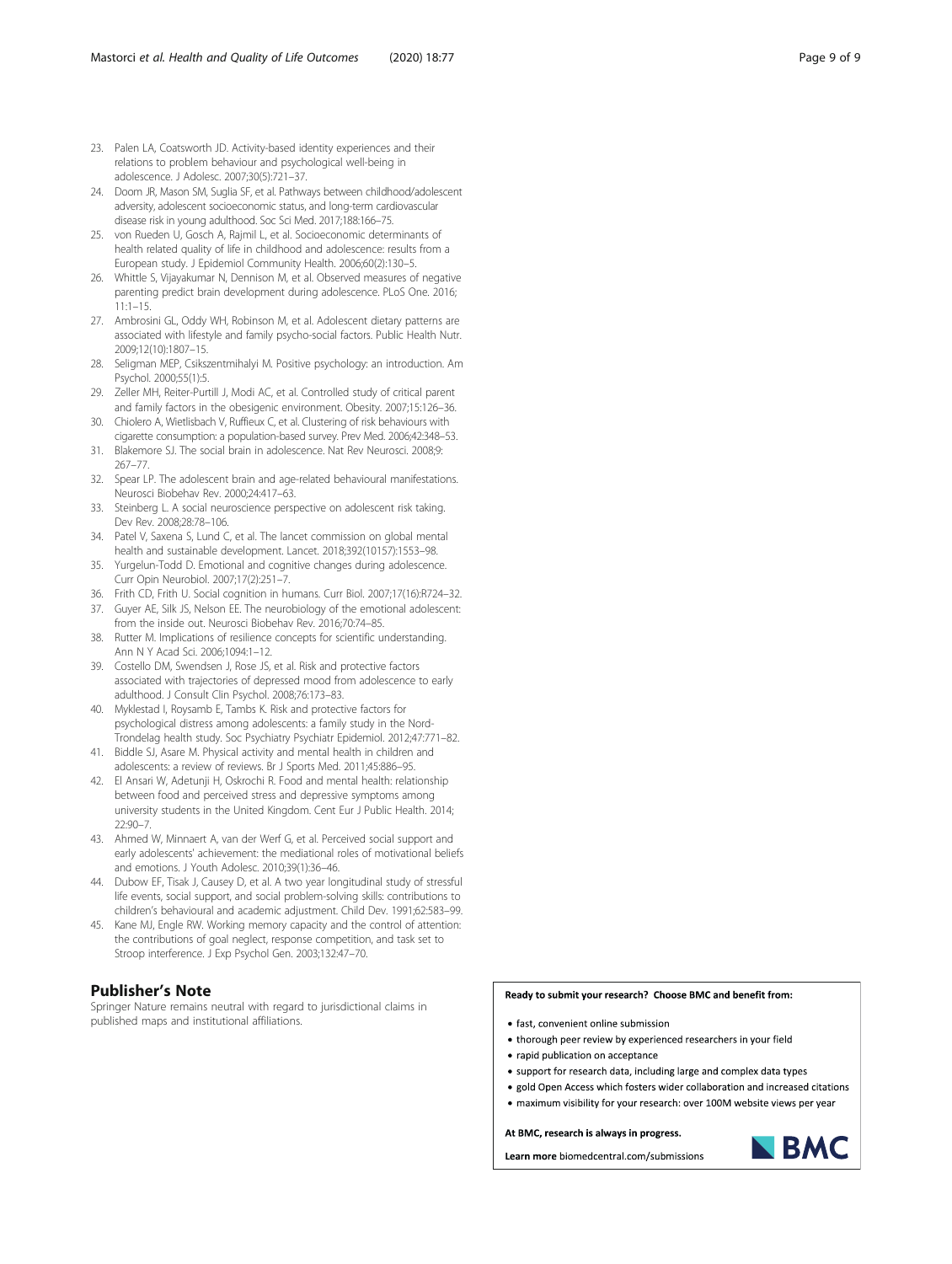23. Palen LA, Coatsworth JD. Activity-based identity experiences and their relations to problem behaviour and psychological well-being in adolescence. J Adolesc. 2007;30(5):721–37.
24. Doom JR, Mason SM, Suglia SF, et al. Pathways between childhood/adolescent adversity, adolescent socioeconomic status, and long-term cardiovascular disease risk in young adulthood. Soc Sci Med. 2017;188:166–75.
25. von Rueden U, Gosch A, Rajmil L, et al. Socioeconomic determinants of health related quality of life in childhood and adolescence: results from a European study. J Epidemiol Community Health. 2006;60(2):130–5.
26. Whittle S, Vijayakumar N, Dennison M, et al. Observed measures of negative parenting predict brain development during adolescence. PLoS One. 2016; 11:1–15.
27. Ambrosini GL, Oddy WH, Robinson M, et al. Adolescent dietary patterns are associated with lifestyle and family psycho-social factors. Public Health Nutr. 2009;12(10):1807–15.
28. Seligman MEP, Csikszentmihalyi M. Positive psychology: an introduction. Am Psychol. 2000;55(1):5.
29. Zeller MH, Reiter-Purtill J, Modi AC, et al. Controlled study of critical parent and family factors in the obesigenic environment. Obesity. 2007;15:126–36.
30. Chiolero A, Wietlisbach V, Ruffieux C, et al. Clustering of risk behaviours with cigarette consumption: a population-based survey. Prev Med. 2006;42:348–53.
31. Blakemore SJ. The social brain in adolescence. Nat Rev Neurosci. 2008;9: 267–77.
32. Spear LP. The adolescent brain and age-related behavioural manifestations. Neurosci Biobehav Rev. 2000;24:417–63.
33. Steinberg L. A social neuroscience perspective on adolescent risk taking. Dev Rev. 2008;28:78–106.
34. Patel V, Saxena S, Lund C, et al. The lancet commission on global mental health and sustainable development. Lancet. 2018;392(10157):1553–98.
35. Yurgelun-Todd D. Emotional and cognitive changes during adolescence. Curr Opin Neurobiol. 2007;17(2):251–7.
36. Frith CD, Frith U. Social cognition in humans. Curr Biol. 2007;17(16):R724–32.
37. Guyer AE, Silk JS, Nelson EE. The neurobiology of the emotional adolescent: from the inside out. Neurosci Biobehav Rev. 2016;70:74–85.
38. Rutter M. Implications of resilience concepts for scientific understanding. Ann N Y Acad Sci. 2006;1094:1–12.
39. Costello DM, Swendsen J, Rose JS, et al. Risk and protective factors associated with trajectories of depressed mood from adolescence to early adulthood. J Consult Clin Psychol. 2008;76:173–83.
40. Myklestad I, Roysamb E, Tambs K. Risk and protective factors for psychological distress among adolescents: a family study in the Nord-Trondelag health study. Soc Psychiatry Psychiatr Epidemiol. 2012;47:771–82.
41. Biddle SJ, Asare M. Physical activity and mental health in children and adolescents: a review of reviews. Br J Sports Med. 2011;45:886–95.
42. El Ansari W, Adetunji H, Oskrochi R. Food and mental health: relationship between food and perceived stress and depressive symptoms among university students in the United Kingdom. Cent Eur J Public Health. 2014; 22:90–7.
43. Ahmed W, Minnaert A, van der Werf G, et al. Perceived social support and early adolescents' achievement: the mediational roles of motivational beliefs and emotions. J Youth Adolesc. 2010;39(1):36–46.
44. Dubow EF, Tisak J, Causey D, et al. A two year longitudinal study of stressful life events, social support, and social problem-solving skills: contributions to children's behavioural and academic adjustment. Child Dev. 1991;62:583–99.
45. Kane MJ, Engle RW. Working memory capacity and the control of attention: the contributions of goal neglect, response competition, and task set to Stroop interference. J Exp Psychol Gen. 2003;132:47–70.

## Publisher's Note

Springer Nature remains neutral with regard to jurisdictional claims in published maps and institutional affiliations.

**Ready to submit your research? Choose BMC and benefit from:**

- fast, convenient online submission
- thorough peer review by experienced researchers in your field
- rapid publication on acceptance
- support for research data, including large and complex data types
- gold Open Access which fosters wider collaboration and increased citations
- maximum visibility for your research: over 100M website views per year

**At BMC, research is always in progress.**

**Learn more** biomedcentral.com/submissions

BMC